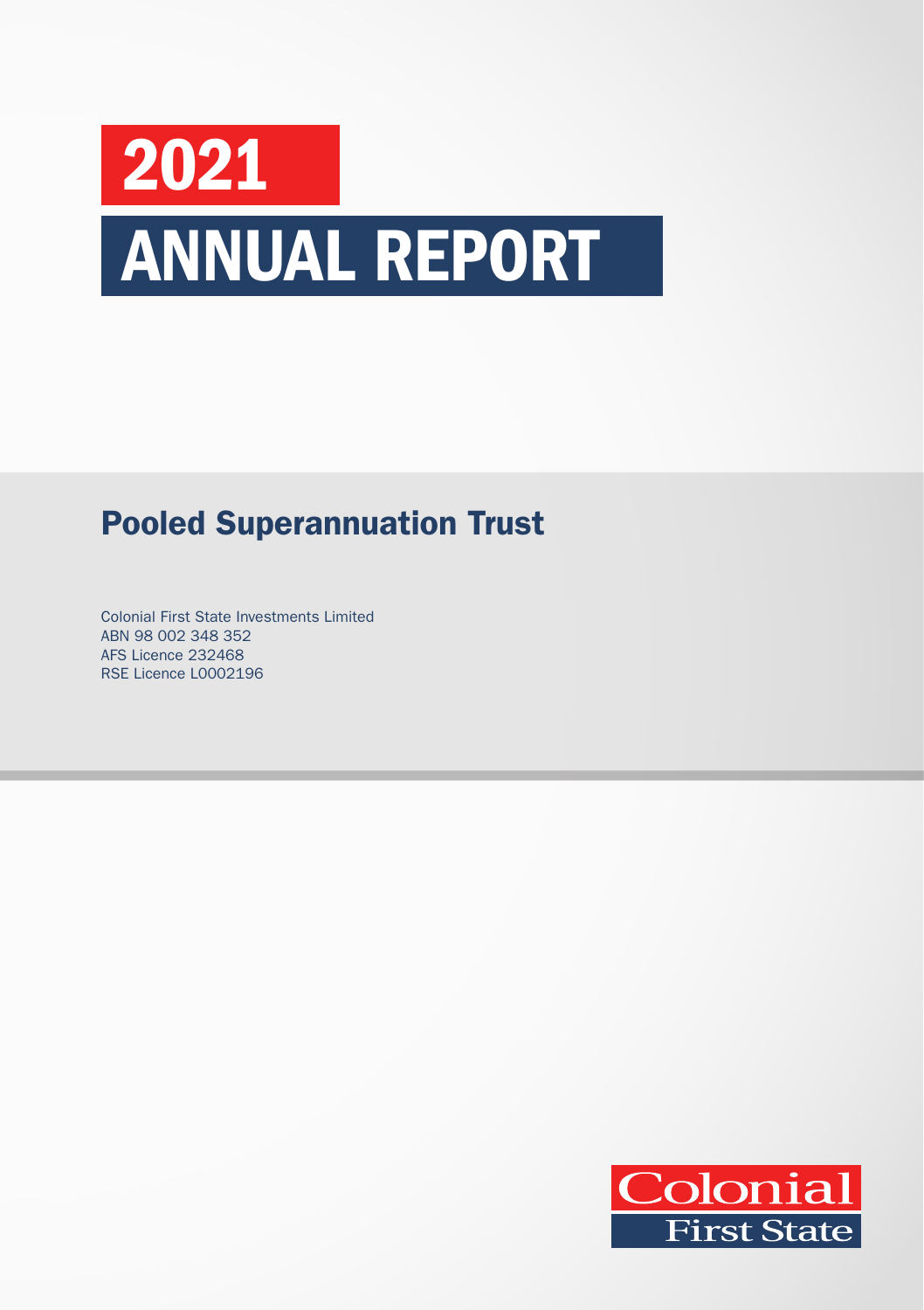# 2021
# ANNUAL REPORT

## Pooled Superannuation Trust

Colonial First State Investments Limited
ABN 98 002 348 352
AFS Licence 232468
RSE Licence L0002196

Colonial
First State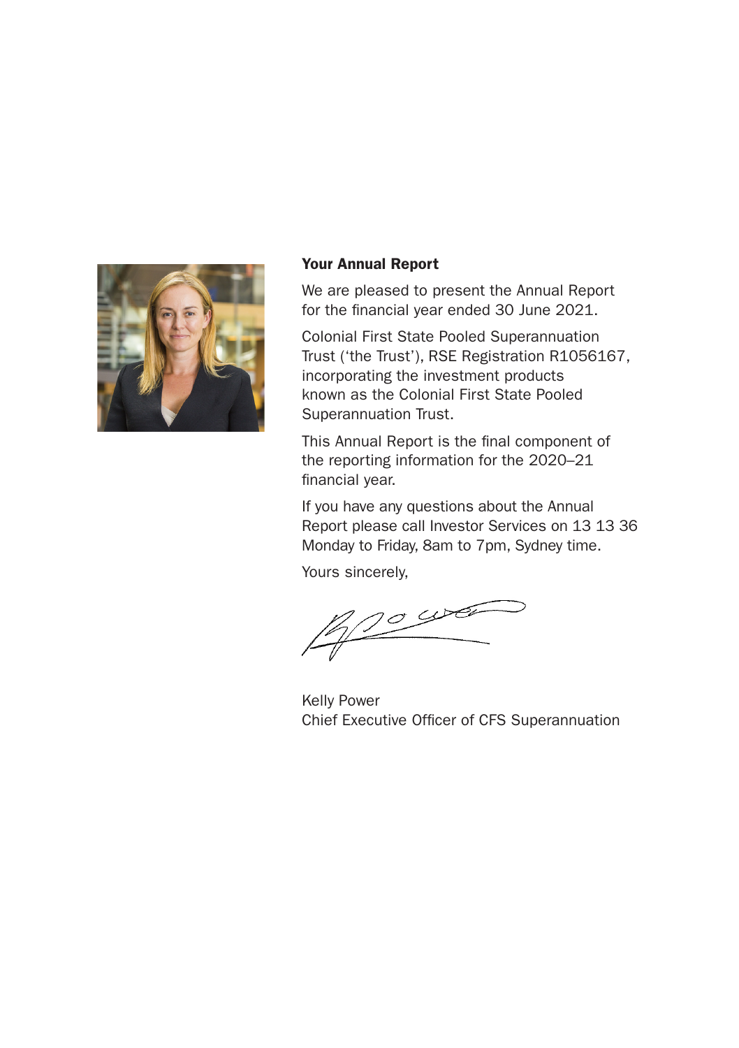## Your Annual Report

We are pleased to present the Annual Report for the financial year ended 30 June 2021.

Colonial First State Pooled Superannuation Trust ('the Trust'), RSE Registration R1056167, incorporating the investment products known as the Colonial First State Pooled Superannuation Trust.

This Annual Report is the final component of the reporting information for the 2020–21 financial year.

If you have any questions about the Annual Report please call Investor Services on 13 13 36 Monday to Friday, 8am to 7pm, Sydney time.

Yours sincerely,

Kelly Power
Chief Executive Officer of CFS Superannuation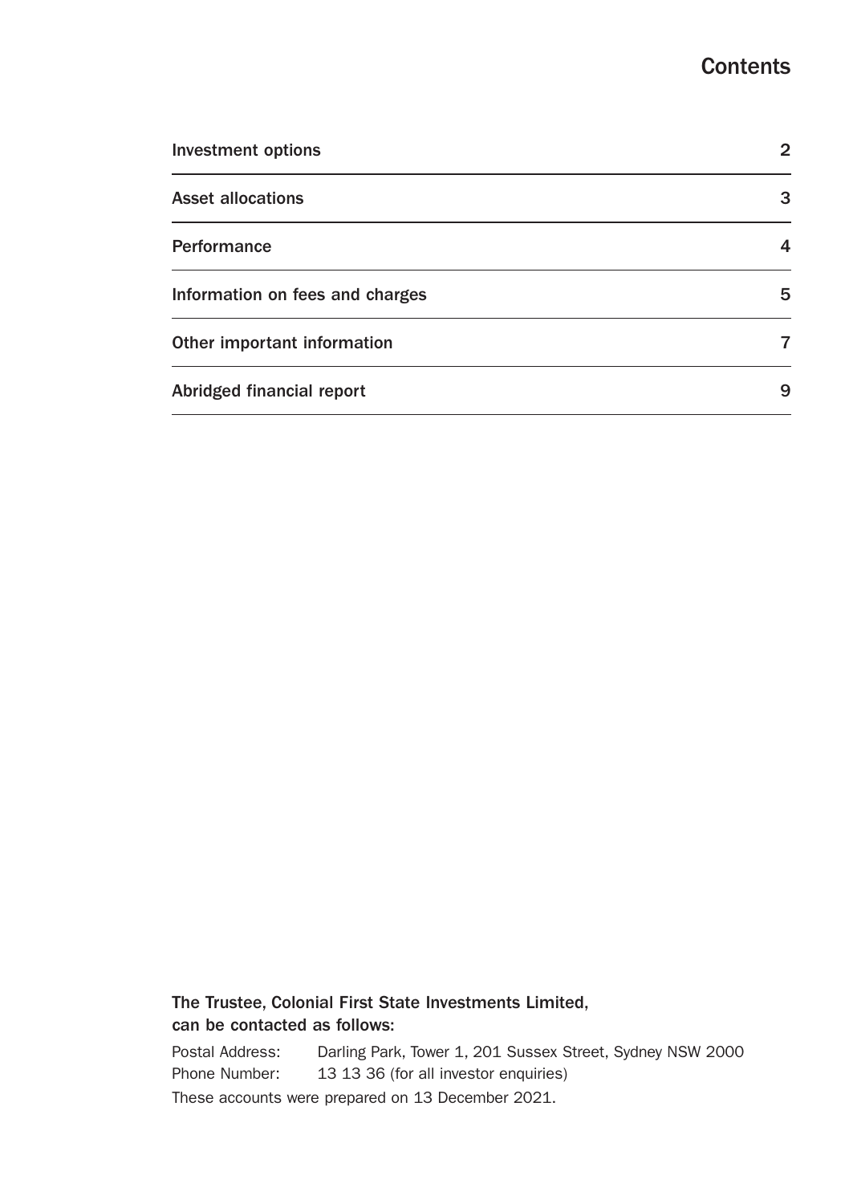# Contents

| | |
|---|---|
| Investment options | 2 |
| Asset allocations | 3 |
| Performance | 4 |
| Information on fees and charges | 5 |
| Other important information | 7 |
| Abridged financial report | 9 |

**The Trustee, Colonial First State Investments Limited, can be contacted as follows:**

Postal Address: Darling Park, Tower 1, 201 Sussex Street, Sydney NSW 2000
Phone Number: 13 13 36 (for all investor enquiries)

These accounts were prepared on 13 December 2021.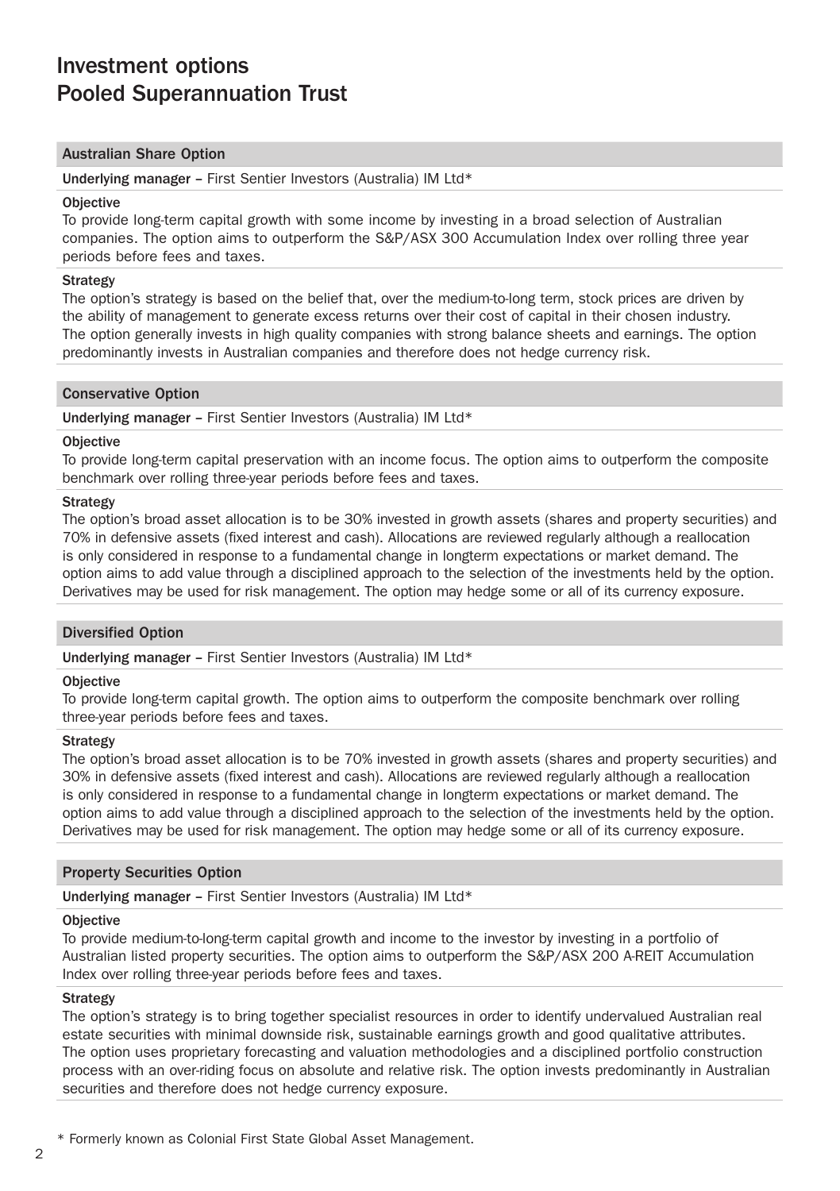# Investment options
# Pooled Superannuation Trust

## Australian Share Option

**Underlying manager –** First Sentier Investors (Australia) IM Ltd*

**Objective**

To provide long-term capital growth with some income by investing in a broad selection of Australian companies. The option aims to outperform the S&P/ASX 300 Accumulation Index over rolling three year periods before fees and taxes.

**Strategy**

The option's strategy is based on the belief that, over the medium-to-long term, stock prices are driven by the ability of management to generate excess returns over their cost of capital in their chosen industry. The option generally invests in high quality companies with strong balance sheets and earnings. The option predominantly invests in Australian companies and therefore does not hedge currency risk.

## Conservative Option

**Underlying manager –** First Sentier Investors (Australia) IM Ltd*

**Objective**

To provide long-term capital preservation with an income focus. The option aims to outperform the composite benchmark over rolling three-year periods before fees and taxes.

**Strategy**

The option's broad asset allocation is to be 30% invested in growth assets (shares and property securities) and 70% in defensive assets (fixed interest and cash). Allocations are reviewed regularly although a reallocation is only considered in response to a fundamental change in longterm expectations or market demand. The option aims to add value through a disciplined approach to the selection of the investments held by the option. Derivatives may be used for risk management. The option may hedge some or all of its currency exposure.

## Diversified Option

**Underlying manager –** First Sentier Investors (Australia) IM Ltd*

**Objective**

To provide long-term capital growth. The option aims to outperform the composite benchmark over rolling three-year periods before fees and taxes.

**Strategy**

The option's broad asset allocation is to be 70% invested in growth assets (shares and property securities) and 30% in defensive assets (fixed interest and cash). Allocations are reviewed regularly although a reallocation is only considered in response to a fundamental change in longterm expectations or market demand. The option aims to add value through a disciplined approach to the selection of the investments held by the option. Derivatives may be used for risk management. The option may hedge some or all of its currency exposure.

## Property Securities Option

**Underlying manager –** First Sentier Investors (Australia) IM Ltd*

**Objective**

To provide medium-to-long-term capital growth and income to the investor by investing in a portfolio of Australian listed property securities. The option aims to outperform the S&P/ASX 200 A-REIT Accumulation Index over rolling three-year periods before fees and taxes.

**Strategy**

The option's strategy is to bring together specialist resources in order to identify undervalued Australian real estate securities with minimal downside risk, sustainable earnings growth and good qualitative attributes. The option uses proprietary forecasting and valuation methodologies and a disciplined portfolio construction process with an over-riding focus on absolute and relative risk. The option invests predominantly in Australian securities and therefore does not hedge currency exposure.

* Formerly known as Colonial First State Global Asset Management.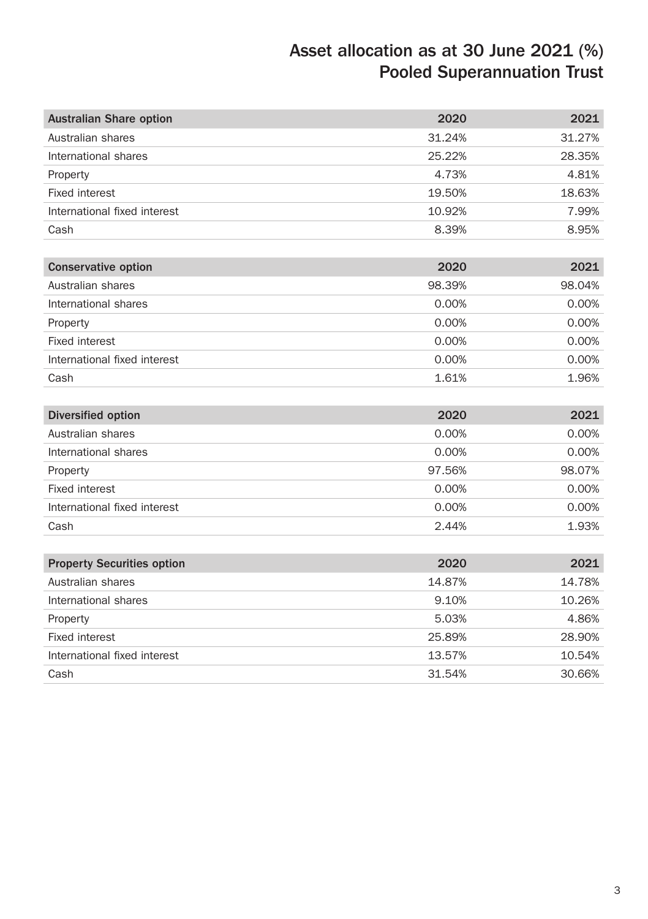# Asset allocation as at 30 June 2021 (%)
## Pooled Superannuation Trust

| Australian Share option | 2020 | 2021 |
|---|---|---|
| Australian shares | 31.24% | 31.27% |
| International shares | 25.22% | 28.35% |
| Property | 4.73% | 4.81% |
| Fixed interest | 19.50% | 18.63% |
| International fixed interest | 10.92% | 7.99% |
| Cash | 8.39% | 8.95% |

| Conservative option | 2020 | 2021 |
|---|---|---|
| Australian shares | 98.39% | 98.04% |
| International shares | 0.00% | 0.00% |
| Property | 0.00% | 0.00% |
| Fixed interest | 0.00% | 0.00% |
| International fixed interest | 0.00% | 0.00% |
| Cash | 1.61% | 1.96% |

| Diversified option | 2020 | 2021 |
|---|---|---|
| Australian shares | 0.00% | 0.00% |
| International shares | 0.00% | 0.00% |
| Property | 97.56% | 98.07% |
| Fixed interest | 0.00% | 0.00% |
| International fixed interest | 0.00% | 0.00% |
| Cash | 2.44% | 1.93% |

| Property Securities option | 2020 | 2021 |
|---|---|---|
| Australian shares | 14.87% | 14.78% |
| International shares | 9.10% | 10.26% |
| Property | 5.03% | 4.86% |
| Fixed interest | 25.89% | 28.90% |
| International fixed interest | 13.57% | 10.54% |
| Cash | 31.54% | 30.66% |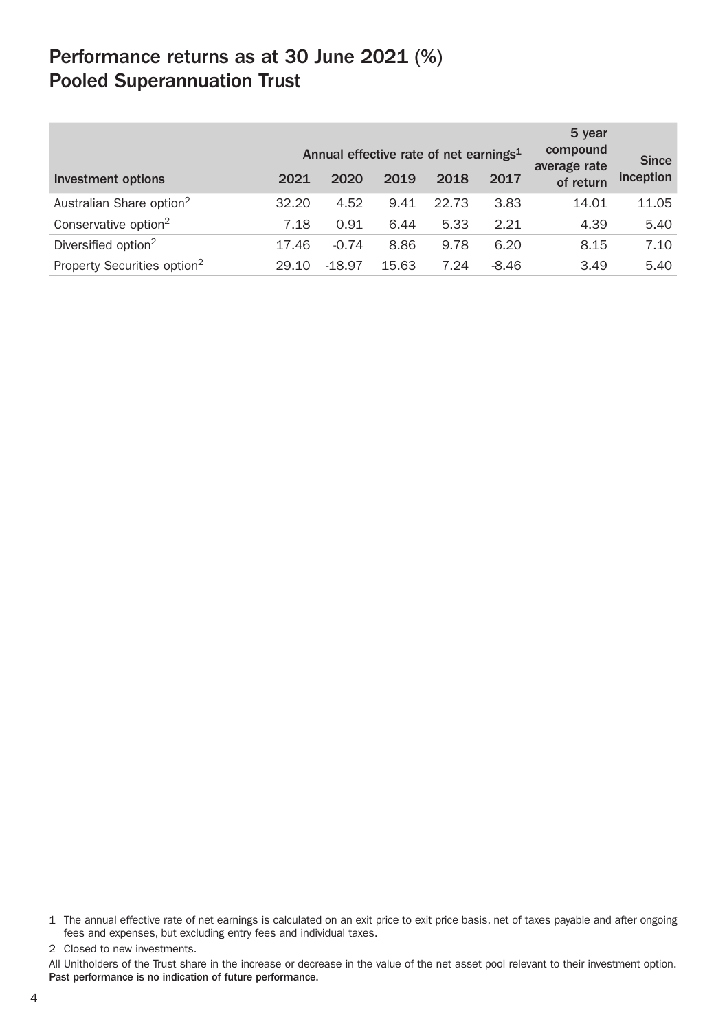# Performance returns as at 30 June 2021 (%) Pooled Superannuation Trust

| Investment options | Annual effective rate of net earnings[1] | | | | | 5 year compound average rate of return | Since inception |
|---|---|---|---|---|---|---|---|
| | 2021 | 2020 | 2019 | 2018 | 2017 | | |
| Australian Share option[2] | 32.20 | 4.52 | 9.41 | 22.73 | 3.83 | 14.01 | 11.05 |
| Conservative option[2] | 7.18 | 0.91 | 6.44 | 5.33 | 2.21 | 4.39 | 5.40 |
| Diversified option[2] | 17.46 | -0.74 | 8.86 | 9.78 | 6.20 | 8.15 | 7.10 |
| Property Securities option[2] | 29.10 | -18.97 | 15.63 | 7.24 | -8.46 | 3.49 | 5.40 |

1 The annual effective rate of net earnings is calculated on an exit price to exit price basis, net of taxes payable and after ongoing fees and expenses, but excluding entry fees and individual taxes.

2 Closed to new investments.

All Unitholders of the Trust share in the increase or decrease in the value of the net asset pool relevant to their investment option. **Past performance is no indication of future performance.**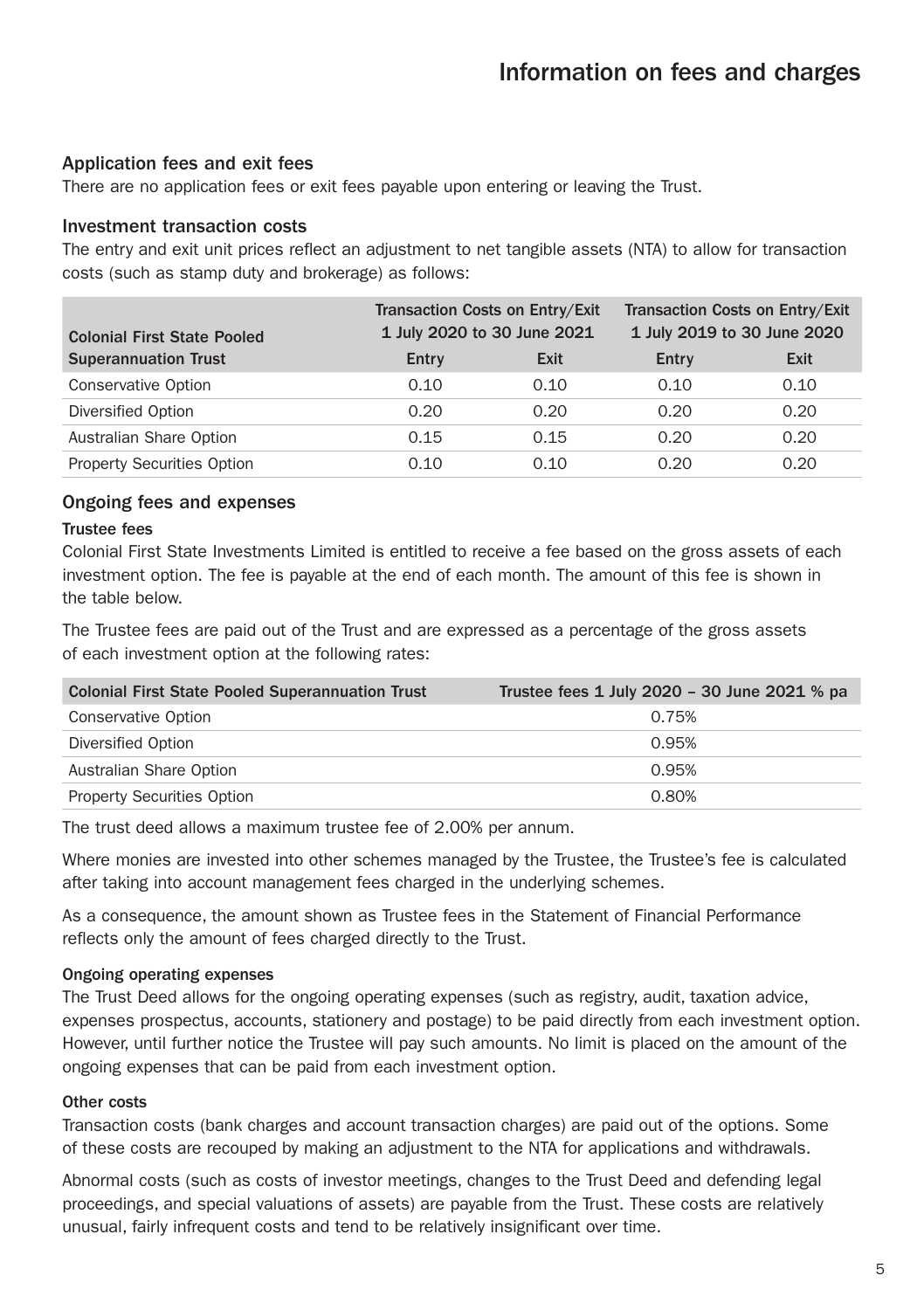# Information on fees and charges

## Application fees and exit fees

There are no application fees or exit fees payable upon entering or leaving the Trust.

## Investment transaction costs

The entry and exit unit prices reflect an adjustment to net tangible assets (NTA) to allow for transaction costs (such as stamp duty and brokerage) as follows:

| Colonial First State Pooled Superannuation Trust | Transaction Costs on Entry/Exit 1 July 2020 to 30 June 2021 | | Transaction Costs on Entry/Exit 1 July 2019 to 30 June 2020 | |
|---|---|---|---|---|
| | Entry | Exit | Entry | Exit |
| Conservative Option | 0.10 | 0.10 | 0.10 | 0.10 |
| Diversified Option | 0.20 | 0.20 | 0.20 | 0.20 |
| Australian Share Option | 0.15 | 0.15 | 0.20 | 0.20 |
| Property Securities Option | 0.10 | 0.10 | 0.20 | 0.20 |

## Ongoing fees and expenses

### Trustee fees

Colonial First State Investments Limited is entitled to receive a fee based on the gross assets of each investment option. The fee is payable at the end of each month. The amount of this fee is shown in the table below.

The Trustee fees are paid out of the Trust and are expressed as a percentage of the gross assets of each investment option at the following rates:

| Colonial First State Pooled Superannuation Trust | Trustee fees 1 July 2020 – 30 June 2021 % pa |
|---|---|
| Conservative Option | 0.75% |
| Diversified Option | 0.95% |
| Australian Share Option | 0.95% |
| Property Securities Option | 0.80% |

The trust deed allows a maximum trustee fee of 2.00% per annum.

Where monies are invested into other schemes managed by the Trustee, the Trustee's fee is calculated after taking into account management fees charged in the underlying schemes.

As a consequence, the amount shown as Trustee fees in the Statement of Financial Performance reflects only the amount of fees charged directly to the Trust.

### Ongoing operating expenses

The Trust Deed allows for the ongoing operating expenses (such as registry, audit, taxation advice, expenses prospectus, accounts, stationery and postage) to be paid directly from each investment option. However, until further notice the Trustee will pay such amounts. No limit is placed on the amount of the ongoing expenses that can be paid from each investment option.

### Other costs

Transaction costs (bank charges and account transaction charges) are paid out of the options. Some of these costs are recouped by making an adjustment to the NTA for applications and withdrawals.

Abnormal costs (such as costs of investor meetings, changes to the Trust Deed and defending legal proceedings, and special valuations of assets) are payable from the Trust. These costs are relatively unusual, fairly infrequent costs and tend to be relatively insignificant over time.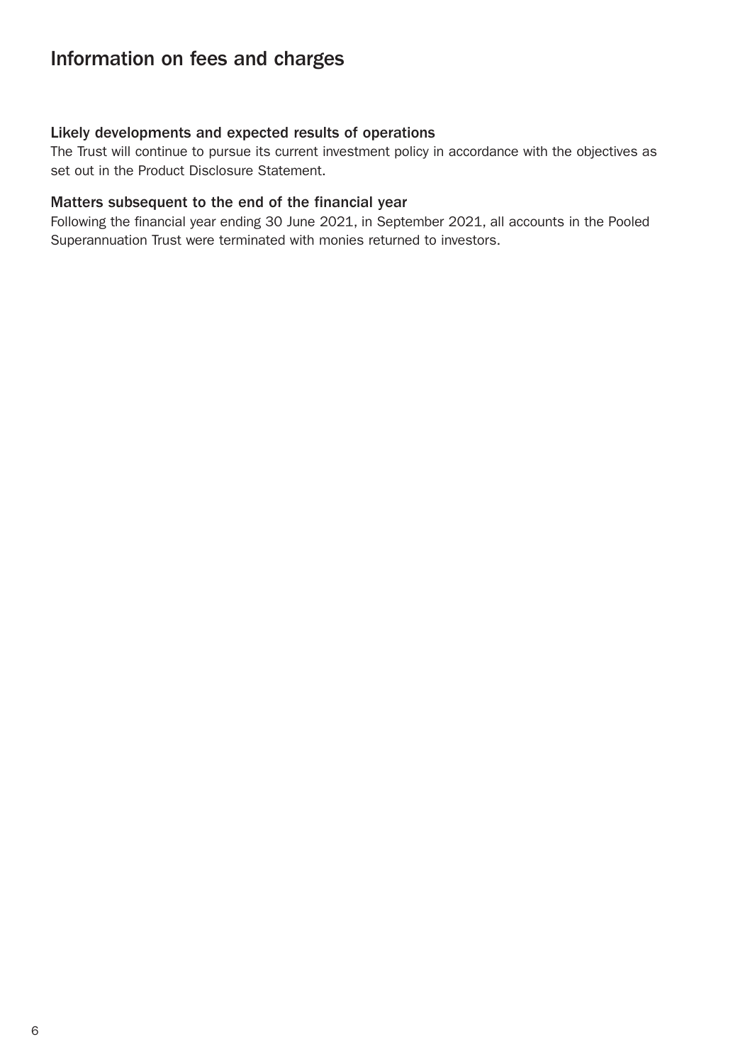# Information on fees and charges

### Likely developments and expected results of operations

The Trust will continue to pursue its current investment policy in accordance with the objectives as set out in the Product Disclosure Statement.

### Matters subsequent to the end of the financial year

Following the financial year ending 30 June 2021, in September 2021, all accounts in the Pooled Superannuation Trust were terminated with monies returned to investors.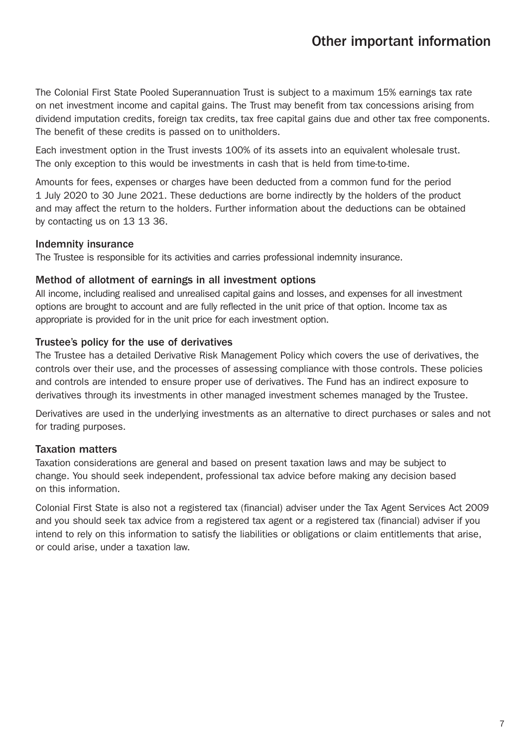# Other important information

The Colonial First State Pooled Superannuation Trust is subject to a maximum 15% earnings tax rate on net investment income and capital gains. The Trust may benefit from tax concessions arising from dividend imputation credits, foreign tax credits, tax free capital gains due and other tax free components. The benefit of these credits is passed on to unitholders.

Each investment option in the Trust invests 100% of its assets into an equivalent wholesale trust. The only exception to this would be investments in cash that is held from time-to-time.

Amounts for fees, expenses or charges have been deducted from a common fund for the period 1 July 2020 to 30 June 2021. These deductions are borne indirectly by the holders of the product and may affect the return to the holders. Further information about the deductions can be obtained by contacting us on 13 13 36.

### Indemnity insurance

The Trustee is responsible for its activities and carries professional indemnity insurance.

### Method of allotment of earnings in all investment options

All income, including realised and unrealised capital gains and losses, and expenses for all investment options are brought to account and are fully reflected in the unit price of that option. Income tax as appropriate is provided for in the unit price for each investment option.

### Trustee's policy for the use of derivatives

The Trustee has a detailed Derivative Risk Management Policy which covers the use of derivatives, the controls over their use, and the processes of assessing compliance with those controls. These policies and controls are intended to ensure proper use of derivatives. The Fund has an indirect exposure to derivatives through its investments in other managed investment schemes managed by the Trustee.

Derivatives are used in the underlying investments as an alternative to direct purchases or sales and not for trading purposes.

### Taxation matters

Taxation considerations are general and based on present taxation laws and may be subject to change. You should seek independent, professional tax advice before making any decision based on this information.

Colonial First State is also not a registered tax (financial) adviser under the Tax Agent Services Act 2009 and you should seek tax advice from a registered tax agent or a registered tax (financial) adviser if you intend to rely on this information to satisfy the liabilities or obligations or claim entitlements that arise, or could arise, under a taxation law.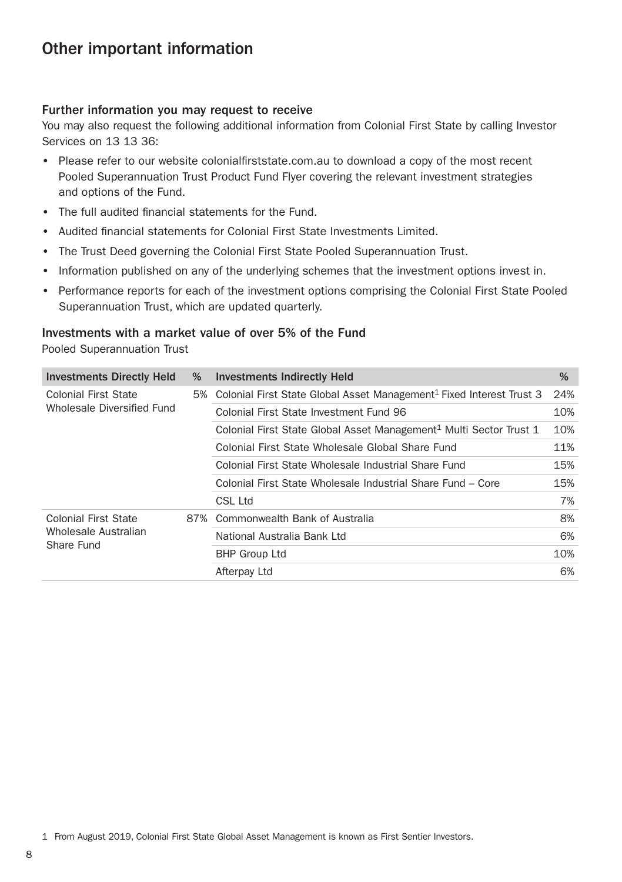# Other important information

### Further information you may request to receive

You may also request the following additional information from Colonial First State by calling Investor Services on 13 13 36:

- Please refer to our website colonialfirststate.com.au to download a copy of the most recent Pooled Superannuation Trust Product Fund Flyer covering the relevant investment strategies and options of the Fund.
- The full audited financial statements for the Fund.
- Audited financial statements for Colonial First State Investments Limited.
- The Trust Deed governing the Colonial First State Pooled Superannuation Trust.
- Information published on any of the underlying schemes that the investment options invest in.
- Performance reports for each of the investment options comprising the Colonial First State Pooled Superannuation Trust, which are updated quarterly.

### Investments with a market value of over 5% of the Fund

Pooled Superannuation Trust

| Investments Directly Held | % | Investments Indirectly Held | % |
|---|---|---|---|
| Colonial First State Wholesale Diversified Fund | 5% | Colonial First State Global Asset Management[1] Fixed Interest Trust 3 | 24% |
| | | Colonial First State Investment Fund 96 | 10% |
| | | Colonial First State Global Asset Management[1] Multi Sector Trust 1 | 10% |
| | | Colonial First State Wholesale Global Share Fund | 11% |
| | | Colonial First State Wholesale Industrial Share Fund | 15% |
| | | Colonial First State Wholesale Industrial Share Fund – Core | 15% |
| | | CSL Ltd | 7% |
| Colonial First State Wholesale Australian Share Fund | 87% | Commonwealth Bank of Australia | 8% |
| | | National Australia Bank Ltd | 6% |
| | | BHP Group Ltd | 10% |
| | | Afterpay Ltd | 6% |

1 From August 2019, Colonial First State Global Asset Management is known as First Sentier Investors.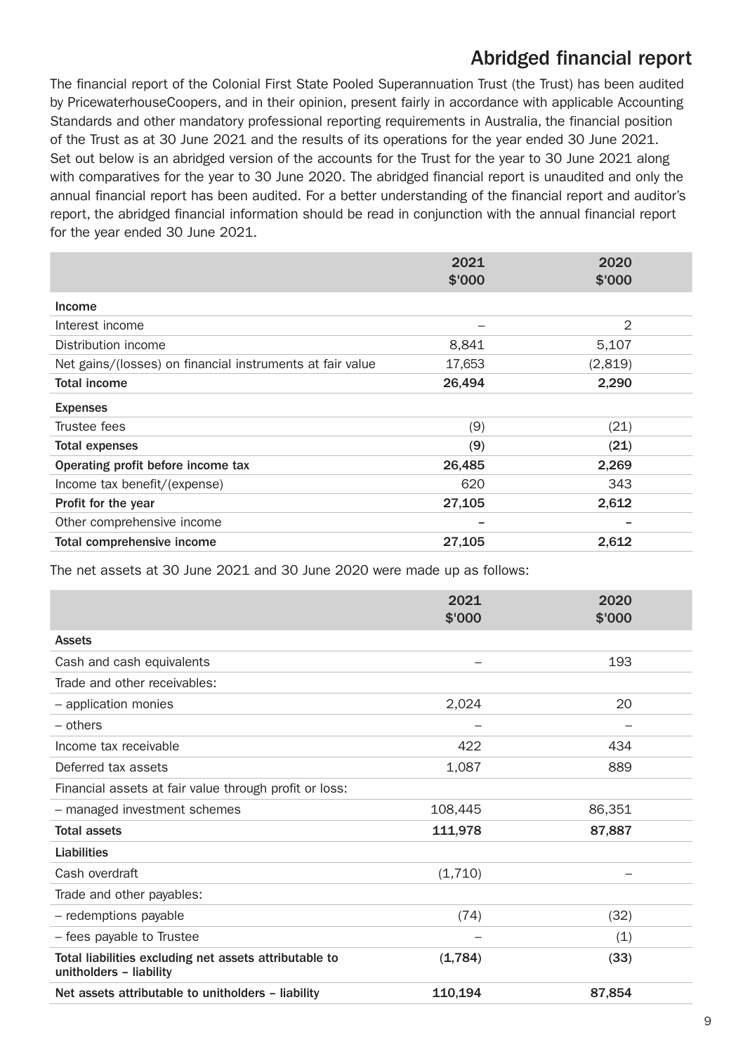# Abridged financial report

The financial report of the Colonial First State Pooled Superannuation Trust (the Trust) has been audited by PricewaterhouseCoopers, and in their opinion, present fairly in accordance with applicable Accounting Standards and other mandatory professional reporting requirements in Australia, the financial position of the Trust as at 30 June 2021 and the results of its operations for the year ended 30 June 2021. Set out below is an abridged version of the accounts for the Trust for the year to 30 June 2021 along with comparatives for the year to 30 June 2020. The abridged financial report is unaudited and only the annual financial report has been audited. For a better understanding of the financial report and auditor's report, the abridged financial information should be read in conjunction with the annual financial report for the year ended 30 June 2021.

| | 2021 \$'000 | 2020 \$'000 |
|---|---|---|
| **Income** | | |
| Interest income | – | 2 |
| Distribution income | 8,841 | 5,107 |
| Net gains/(losses) on financial instruments at fair value | 17,653 | (2,819) |
| **Total income** | **26,494** | **2,290** |
| **Expenses** | | |
| Trustee fees | (9) | (21) |
| **Total expenses** | **(9)** | **(21)** |
| **Operating profit before income tax** | **26,485** | **2,269** |
| Income tax benefit/(expense) | 620 | 343 |
| **Profit for the year** | **27,105** | **2,612** |
| Other comprehensive income | – | – |
| **Total comprehensive income** | **27,105** | **2,612** |

The net assets at 30 June 2021 and 30 June 2020 were made up as follows:

| | 2021 \$'000 | 2020 \$'000 |
|---|---|---|
| **Assets** | | |
| Cash and cash equivalents | – | 193 |
| Trade and other receivables: | | |
| – application monies | 2,024 | 20 |
| – others | – | – |
| Income tax receivable | 422 | 434 |
| Deferred tax assets | 1,087 | 889 |
| Financial assets at fair value through profit or loss: | | |
| – managed investment schemes | 108,445 | 86,351 |
| **Total assets** | **111,978** | **87,887** |
| **Liabilities** | | |
| Cash overdraft | (1,710) | – |
| Trade and other payables: | | |
| – redemptions payable | (74) | (32) |
| – fees payable to Trustee | – | (1) |
| **Total liabilities excluding net assets attributable to unitholders – liability** | **(1,784)** | **(33)** |
| **Net assets attributable to unitholders – liability** | **110,194** | **87,854** |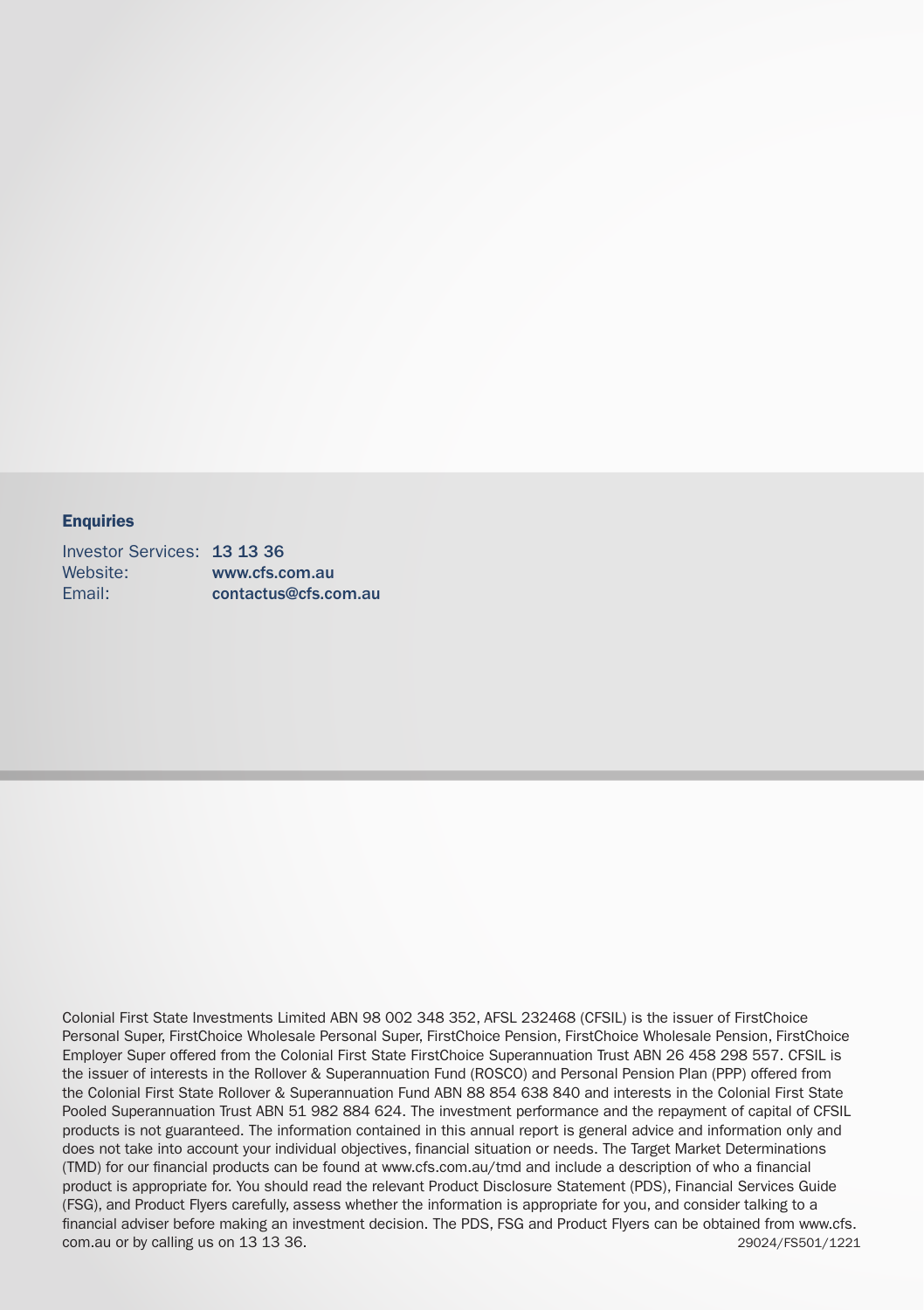### Enquiries

| | |
|---|---|
| Investor Services: | **13 13 36** |
| Website: | **www.cfs.com.au** |
| Email: | **contactus@cfs.com.au** |

Colonial First State Investments Limited ABN 98 002 348 352, AFSL 232468 (CFSIL) is the issuer of FirstChoice Personal Super, FirstChoice Wholesale Personal Super, FirstChoice Pension, FirstChoice Wholesale Pension, FirstChoice Employer Super offered from the Colonial First State FirstChoice Superannuation Trust ABN 26 458 298 557. CFSIL is the issuer of interests in the Rollover & Superannuation Fund (ROSCO) and Personal Pension Plan (PPP) offered from the Colonial First State Rollover & Superannuation Fund ABN 88 854 638 840 and interests in the Colonial First State Pooled Superannuation Trust ABN 51 982 884 624. The investment performance and the repayment of capital of CFSIL products is not guaranteed. The information contained in this annual report is general advice and information only and does not take into account your individual objectives, financial situation or needs. The Target Market Determinations (TMD) for our financial products can be found at www.cfs.com.au/tmd and include a description of who a financial product is appropriate for. You should read the relevant Product Disclosure Statement (PDS), Financial Services Guide (FSG), and Product Flyers carefully, assess whether the information is appropriate for you, and consider talking to a financial adviser before making an investment decision. The PDS, FSG and Product Flyers can be obtained from www.cfs.com.au or by calling us on 13 13 36.

29024/FS501/1221